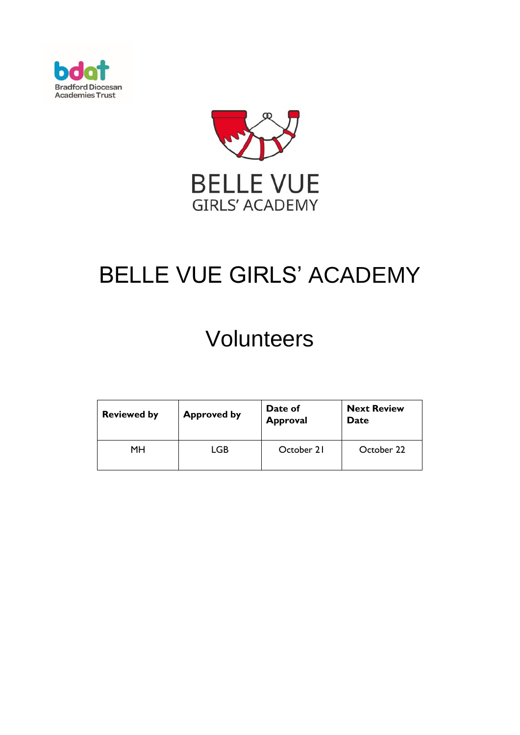bdat
Bradford Diocesan Academies Trust

BELLE VUE
GIRLS' ACADEMY

# BELLE VUE GIRLS' ACADEMY

# Volunteers

| Reviewed by | Approved by | Date of Approval | Next Review Date |
|---|---|---|---|
| MH | LGB | October 21 | October 22 |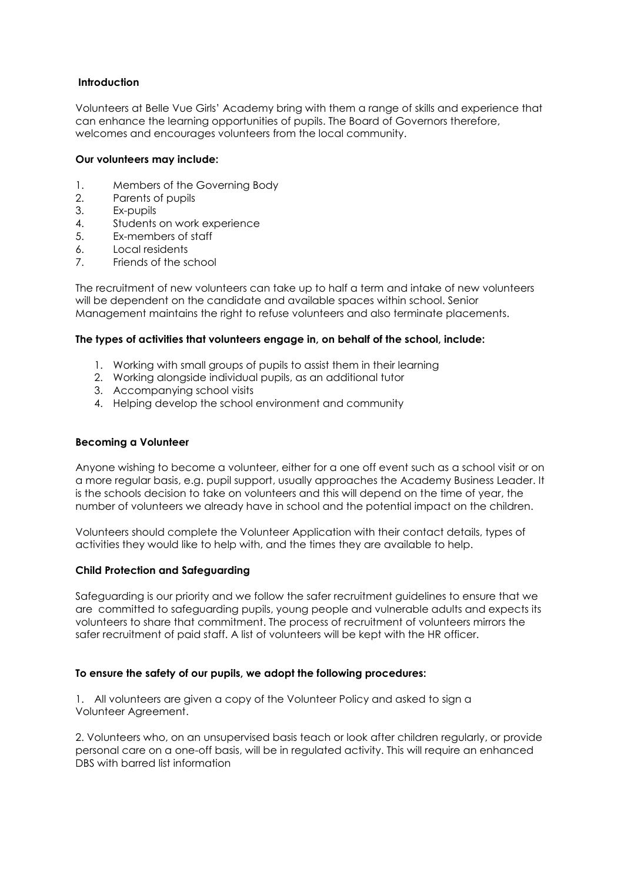**Introduction**

Volunteers at Belle Vue Girls' Academy bring with them a range of skills and experience that can enhance the learning opportunities of pupils. The Board of Governors therefore, welcomes and encourages volunteers from the local community.

**Our volunteers may include:**

1. Members of the Governing Body
2. Parents of pupils
3. Ex-pupils
4. Students on work experience
5. Ex-members of staff
6. Local residents
7. Friends of the school

The recruitment of new volunteers can take up to half a term and intake of new volunteers will be dependent on the candidate and available spaces within school. Senior Management maintains the right to refuse volunteers and also terminate placements.

**The types of activities that volunteers engage in, on behalf of the school, include:**

1. Working with small groups of pupils to assist them in their learning
2. Working alongside individual pupils, as an additional tutor
3. Accompanying school visits
4. Helping develop the school environment and community

**Becoming a Volunteer**

Anyone wishing to become a volunteer, either for a one off event such as a school visit or on a more regular basis, e.g. pupil support, usually approaches the Academy Business Leader. It is the schools decision to take on volunteers and this will depend on the time of year, the number of volunteers we already have in school and the potential impact on the children.

Volunteers should complete the Volunteer Application with their contact details, types of activities they would like to help with, and the times they are available to help.

**Child Protection and Safeguarding**

Safeguarding is our priority and we follow the safer recruitment guidelines to ensure that we are committed to safeguarding pupils, young people and vulnerable adults and expects its volunteers to share that commitment. The process of recruitment of volunteers mirrors the safer recruitment of paid staff. A list of volunteers will be kept with the HR officer.

**To ensure the safety of our pupils, we adopt the following procedures:**

1. All volunteers are given a copy of the Volunteer Policy and asked to sign a Volunteer Agreement.

2. Volunteers who, on an unsupervised basis teach or look after children regularly, or provide personal care on a one-off basis, will be in regulated activity. This will require an enhanced DBS with barred list information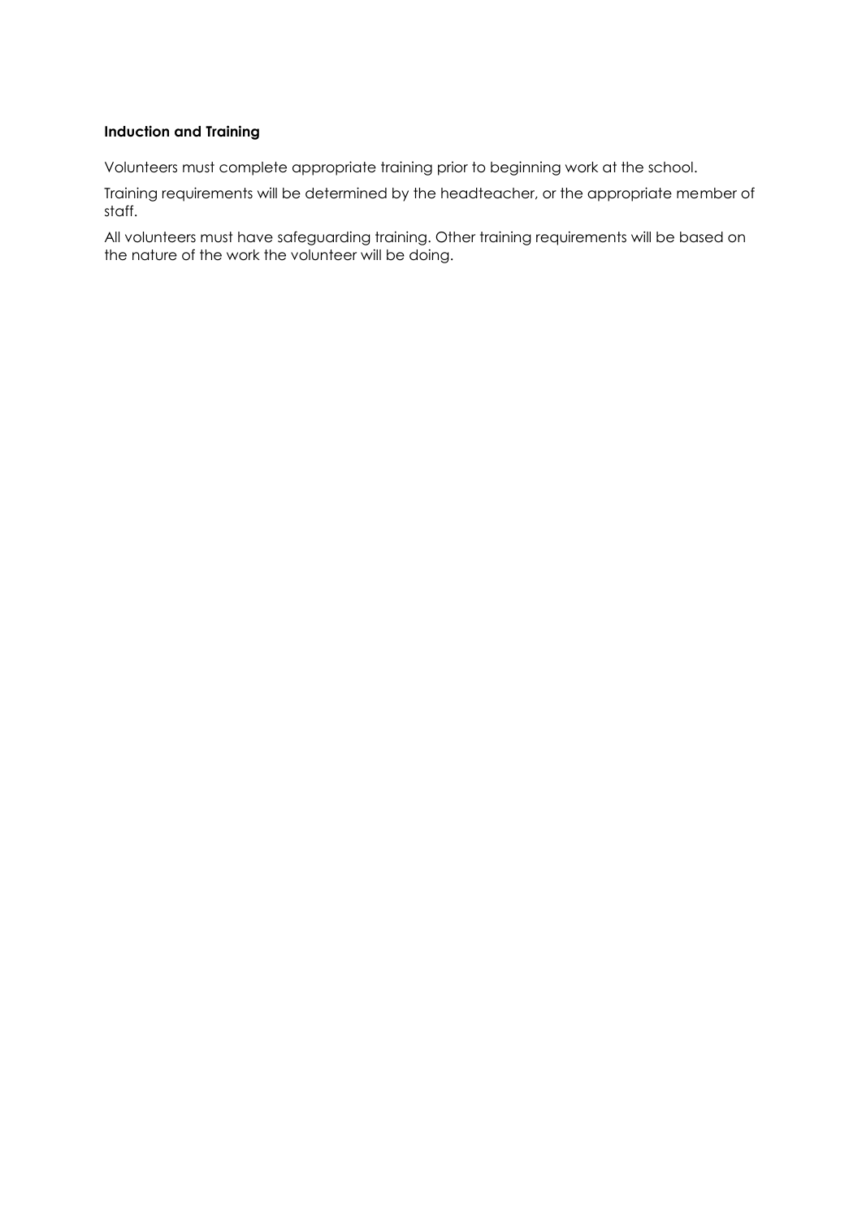**Induction and Training**

Volunteers must complete appropriate training prior to beginning work at the school.

Training requirements will be determined by the headteacher, or the appropriate member of staff.

All volunteers must have safeguarding training. Other training requirements will be based on the nature of the work the volunteer will be doing.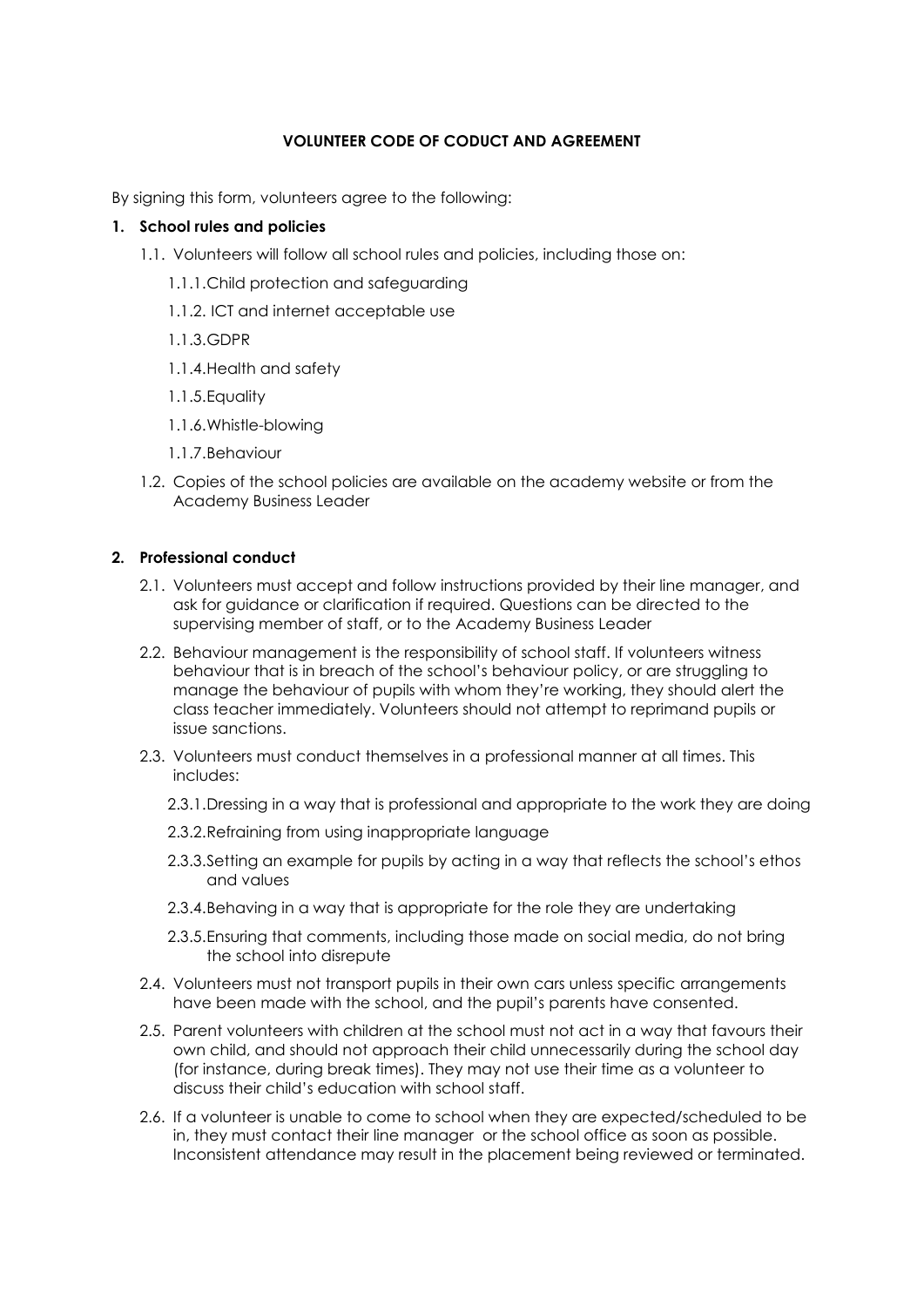**VOLUNTEER CODE OF CODUCT AND AGREEMENT**

By signing this form, volunteers agree to the following:

**1. School rules and policies**

1.1. Volunteers will follow all school rules and policies, including those on:

1.1.1. Child protection and safeguarding

1.1.2. ICT and internet acceptable use

1.1.3. GDPR

1.1.4. Health and safety

1.1.5. Equality

1.1.6. Whistle-blowing

1.1.7. Behaviour

1.2. Copies of the school policies are available on the academy website or from the Academy Business Leader

**2. Professional conduct**

2.1. Volunteers must accept and follow instructions provided by their line manager, and ask for guidance or clarification if required. Questions can be directed to the supervising member of staff, or to the Academy Business Leader

2.2. Behaviour management is the responsibility of school staff. If volunteers witness behaviour that is in breach of the school's behaviour policy, or are struggling to manage the behaviour of pupils with whom they're working, they should alert the class teacher immediately. Volunteers should not attempt to reprimand pupils or issue sanctions.

2.3. Volunteers must conduct themselves in a professional manner at all times. This includes:

2.3.1. Dressing in a way that is professional and appropriate to the work they are doing

2.3.2. Refraining from using inappropriate language

2.3.3. Setting an example for pupils by acting in a way that reflects the school's ethos and values

2.3.4. Behaving in a way that is appropriate for the role they are undertaking

2.3.5. Ensuring that comments, including those made on social media, do not bring the school into disrepute

2.4. Volunteers must not transport pupils in their own cars unless specific arrangements have been made with the school, and the pupil's parents have consented.

2.5. Parent volunteers with children at the school must not act in a way that favours their own child, and should not approach their child unnecessarily during the school day (for instance, during break times). They may not use their time as a volunteer to discuss their child's education with school staff.

2.6. If a volunteer is unable to come to school when they are expected/scheduled to be in, they must contact their line manager or the school office as soon as possible. Inconsistent attendance may result in the placement being reviewed or terminated.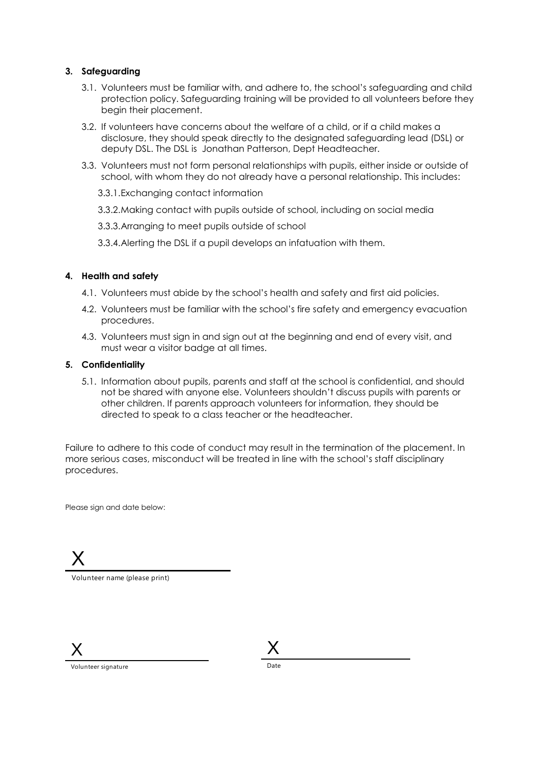## 3. Safeguarding

3.1. Volunteers must be familiar with, and adhere to, the school's safeguarding and child protection policy. Safeguarding training will be provided to all volunteers before they begin their placement.

3.2. If volunteers have concerns about the welfare of a child, or if a child makes a disclosure, they should speak directly to the designated safeguarding lead (DSL) or deputy DSL. The DSL is Jonathan Patterson, Dept Headteacher.

3.3. Volunteers must not form personal relationships with pupils, either inside or outside of school, with whom they do not already have a personal relationship. This includes:

3.3.1. Exchanging contact information

3.3.2. Making contact with pupils outside of school, including on social media

3.3.3. Arranging to meet pupils outside of school

3.3.4. Alerting the DSL if a pupil develops an infatuation with them.

## 4. Health and safety

4.1. Volunteers must abide by the school's health and safety and first aid policies.

4.2. Volunteers must be familiar with the school's fire safety and emergency evacuation procedures.

4.3. Volunteers must sign in and sign out at the beginning and end of every visit, and must wear a visitor badge at all times.

## 5. Confidentiality

5.1. Information about pupils, parents and staff at the school is confidential, and should not be shared with anyone else. Volunteers shouldn't discuss pupils with parents or other children. If parents approach volunteers for information, they should be directed to speak to a class teacher or the headteacher.

Failure to adhere to this code of conduct may result in the termination of the placement. In more serious cases, misconduct will be treated in line with the school's staff disciplinary procedures.

Please sign and date below:

X \_\_\_\_\_\_\_\_\_\_\_\_\_\_\_\_\_\_\_\_\_\_\_\_\_\_\_\_

Volunteer name (please print)

X \_\_\_\_\_\_\_\_\_\_\_\_\_\_\_\_\_\_\_\_\_\_\_\_\_\_\_\_

Volunteer signature

X \_\_\_\_\_\_\_\_\_\_\_\_\_\_\_\_\_\_\_\_\_\_\_\_\_\_\_\_

Date